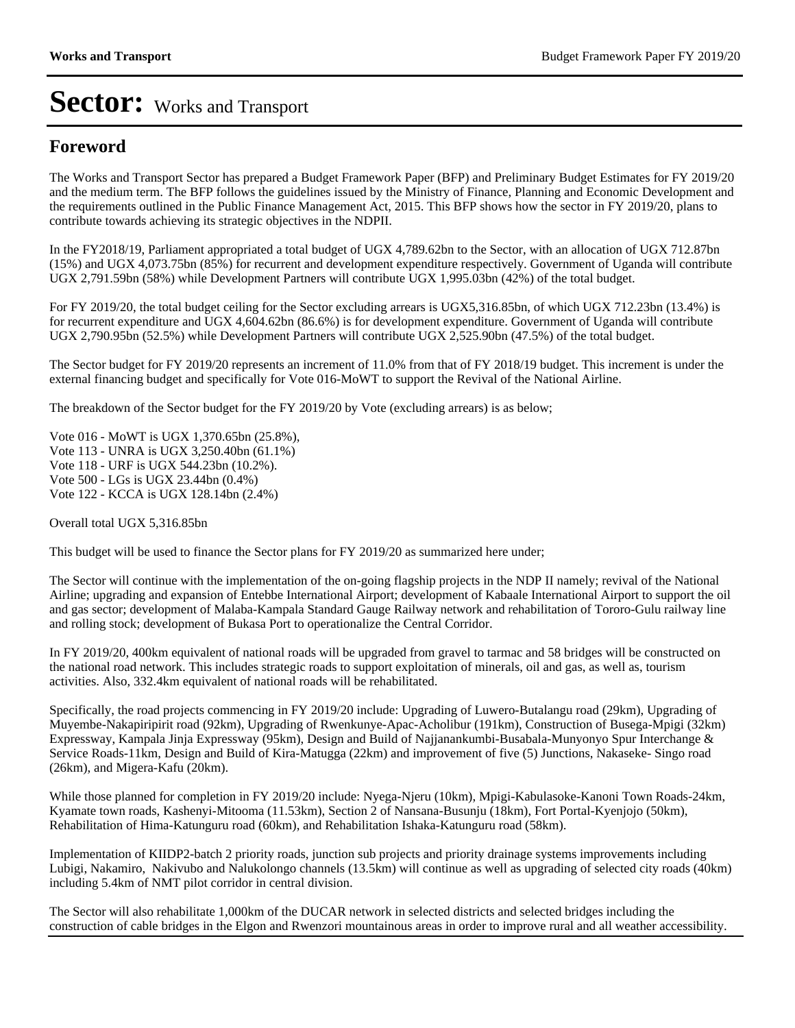# Sector: Works and Transport

## Foreword

The Works and Transport Sector has prepared a Budget Framework Paper (BFP) and Preliminary Budget Estimates for FY 2019/20 and the medium term. The BFP follows the guidelines issued by the Ministry of Finance, Planning and Economic Development and the requirements outlined in the Public Finance Management Act, 2015. This BFP shows how the sector in FY 2019/20, plans to contribute towards achieving its strategic objectives in the NDPII.

In the FY2018/19, Parliament appropriated a total budget of UGX 4,789.62bn to the Sector, with an allocation of UGX 712.87bn (15%) and UGX 4,073.75bn (85%) for recurrent and development expenditure respectively. Government of Uganda will contribute UGX 2,791.59bn (58%) while Development Partners will contribute UGX 1,995.03bn (42%) of the total budget.

For FY 2019/20, the total budget ceiling for the Sector excluding arrears is UGX5,316.85bn, of which UGX 712.23bn (13.4%) is for recurrent expenditure and UGX 4,604.62bn (86.6%) is for development expenditure. Government of Uganda will contribute UGX 2,790.95bn (52.5%) while Development Partners will contribute UGX 2,525.90bn (47.5%) of the total budget.

The Sector budget for FY 2019/20 represents an increment of 11.0% from that of FY 2018/19 budget. This increment is under the external financing budget and specifically for Vote 016-MoWT to support the Revival of the National Airline.

The breakdown of the Sector budget for the FY 2019/20 by Vote (excluding arrears) is as below;

Vote 016 - MoWT is UGX 1,370.65bn (25.8%),
Vote 113 - UNRA is UGX 3,250.40bn (61.1%)
Vote 118 - URF is UGX 544.23bn (10.2%).
Vote 500 - LGs is UGX 23.44bn (0.4%)
Vote 122 - KCCA is UGX 128.14bn (2.4%)

Overall total UGX 5,316.85bn

This budget will be used to finance the Sector plans for FY 2019/20 as summarized here under;

The Sector will continue with the implementation of the on-going flagship projects in the NDP II namely; revival of the National Airline; upgrading and expansion of Entebbe International Airport; development of Kabaale International Airport to support the oil and gas sector; development of Malaba-Kampala Standard Gauge Railway network and rehabilitation of Tororo-Gulu railway line and rolling stock; development of Bukasa Port to operationalize the Central Corridor.

In FY 2019/20, 400km equivalent of national roads will be upgraded from gravel to tarmac and 58 bridges will be constructed on the national road network. This includes strategic roads to support exploitation of minerals, oil and gas, as well as, tourism activities. Also, 332.4km equivalent of national roads will be rehabilitated.

Specifically, the road projects commencing in FY 2019/20 include: Upgrading of Luwero-Butalangu road (29km), Upgrading of Muyembe-Nakapiripirit road (92km), Upgrading of Rwenkunye-Apac-Acholibur (191km), Construction of Busega-Mpigi (32km) Expressway, Kampala Jinja Expressway (95km), Design and Build of Najjanankumbi-Busabala-Munyonyo Spur Interchange & Service Roads-11km, Design and Build of Kira-Matugga (22km) and improvement of five (5) Junctions, Nakaseke- Singo road (26km), and Migera-Kafu (20km).

While those planned for completion in FY 2019/20 include: Nyega-Njeru (10km), Mpigi-Kabulasoke-Kanoni Town Roads-24km, Kyamate town roads, Kashenyi-Mitooma (11.53km), Section 2 of Nansana-Busunju (18km), Fort Portal-Kyenjojo (50km), Rehabilitation of Hima-Katunguru road (60km), and Rehabilitation Ishaka-Katunguru road (58km).

Implementation of KIIDP2-batch 2 priority roads, junction sub projects and priority drainage systems improvements including Lubigi, Nakamiro, Nakivubo and Nalukolongo channels (13.5km) will continue as well as upgrading of selected city roads (40km) including 5.4km of NMT pilot corridor in central division.

The Sector will also rehabilitate 1,000km of the DUCAR network in selected districts and selected bridges including the construction of cable bridges in the Elgon and Rwenzori mountainous areas in order to improve rural and all weather accessibility.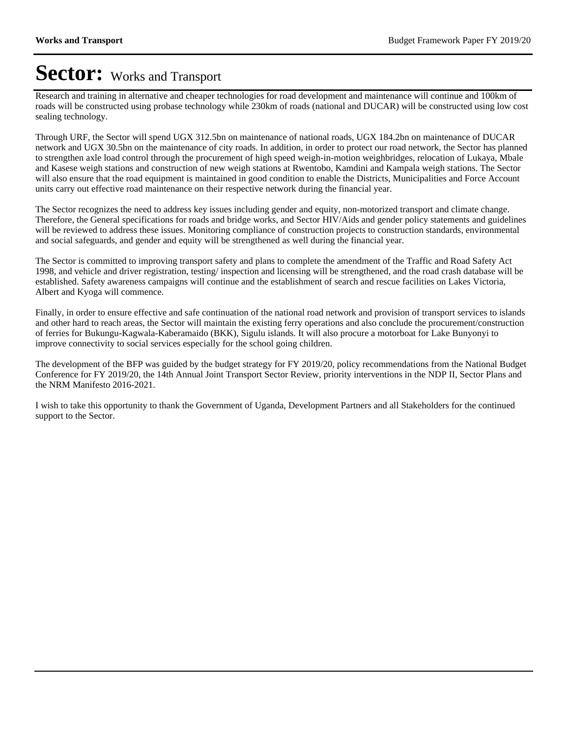# Sector: Works and Transport

Research and training in alternative and cheaper technologies for road development and maintenance will continue and 100km of roads will be constructed using probase technology while 230km of roads (national and DUCAR) will be constructed using low cost sealing technology.

Through URF, the Sector will spend UGX 312.5bn on maintenance of national roads, UGX 184.2bn on maintenance of DUCAR network and UGX 30.5bn on the maintenance of city roads. In addition, in order to protect our road network, the Sector has planned to strengthen axle load control through the procurement of high speed weigh-in-motion weighbridges, relocation of Lukaya, Mbale and Kasese weigh stations and construction of new weigh stations at Rwentobo, Kamdini and Kampala weigh stations. The Sector will also ensure that the road equipment is maintained in good condition to enable the Districts, Municipalities and Force Account units carry out effective road maintenance on their respective network during the financial year.

The Sector recognizes the need to address key issues including gender and equity, non-motorized transport and climate change. Therefore, the General specifications for roads and bridge works, and Sector HIV/Aids and gender policy statements and guidelines will be reviewed to address these issues. Monitoring compliance of construction projects to construction standards, environmental and social safeguards, and gender and equity will be strengthened as well during the financial year.

The Sector is committed to improving transport safety and plans to complete the amendment of the Traffic and Road Safety Act 1998, and vehicle and driver registration, testing/ inspection and licensing will be strengthened, and the road crash database will be established. Safety awareness campaigns will continue and the establishment of search and rescue facilities on Lakes Victoria, Albert and Kyoga will commence.

Finally, in order to ensure effective and safe continuation of the national road network and provision of transport services to islands and other hard to reach areas, the Sector will maintain the existing ferry operations and also conclude the procurement/construction of ferries for Bukungu-Kagwala-Kaberamaido (BKK), Sigulu islands. It will also procure a motorboat for Lake Bunyonyi to improve connectivity to social services especially for the school going children.

The development of the BFP was guided by the budget strategy for FY 2019/20, policy recommendations from the National Budget Conference for FY 2019/20, the 14th Annual Joint Transport Sector Review, priority interventions in the NDP II, Sector Plans and the NRM Manifesto 2016-2021.

I wish to take this opportunity to thank the Government of Uganda, Development Partners and all Stakeholders for the continued support to the Sector.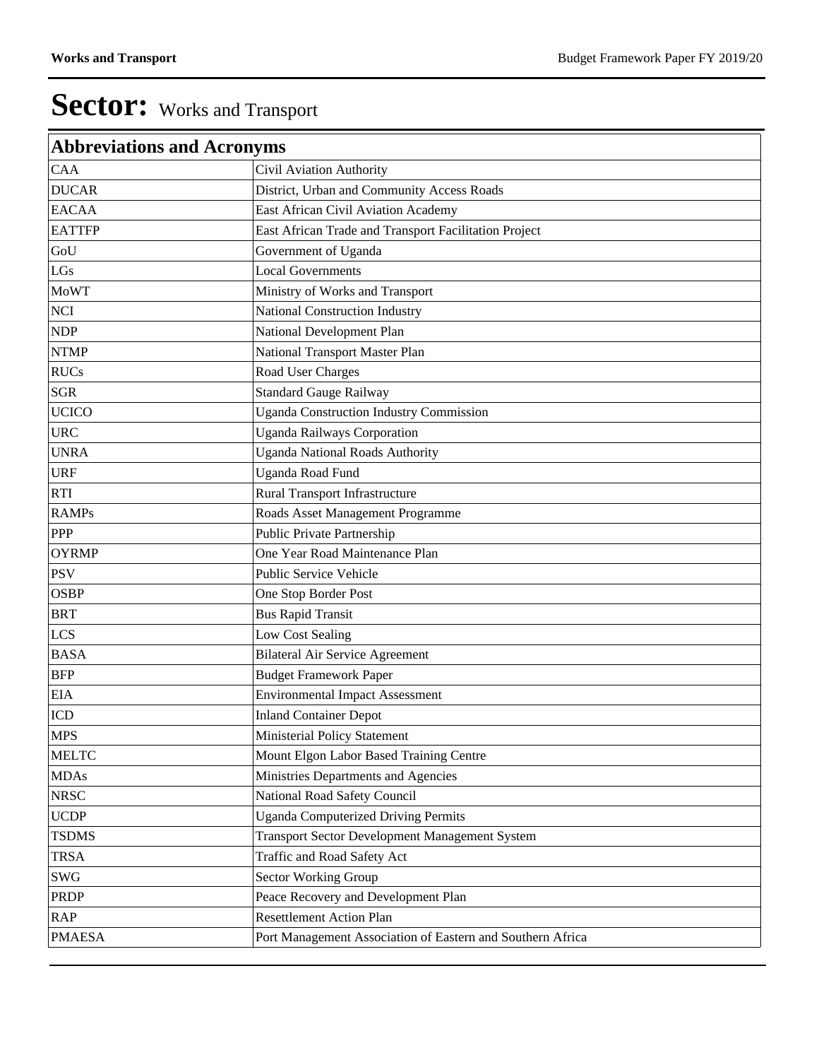# Sector: Works and Transport

| Abbreviations and Acronyms | |
|---|---|
| CAA | Civil Aviation Authority |
| DUCAR | District, Urban and Community Access Roads |
| EACAA | East African Civil Aviation Academy |
| EATTFP | East African Trade and Transport Facilitation Project |
| GoU | Government of Uganda |
| LGs | Local Governments |
| MoWT | Ministry of Works and Transport |
| NCI | National Construction Industry |
| NDP | National Development Plan |
| NTMP | National Transport Master Plan |
| RUCs | Road User Charges |
| SGR | Standard Gauge Railway |
| UCICO | Uganda Construction Industry Commission |
| URC | Uganda Railways Corporation |
| UNRA | Uganda National Roads Authority |
| URF | Uganda Road Fund |
| RTI | Rural Transport Infrastructure |
| RAMPs | Roads Asset Management Programme |
| PPP | Public Private Partnership |
| OYRMP | One Year Road Maintenance Plan |
| PSV | Public Service Vehicle |
| OSBP | One Stop Border Post |
| BRT | Bus Rapid Transit |
| LCS | Low Cost Sealing |
| BASA | Bilateral Air Service Agreement |
| BFP | Budget Framework Paper |
| EIA | Environmental Impact Assessment |
| ICD | Inland Container Depot |
| MPS | Ministerial Policy Statement |
| MELTC | Mount Elgon Labor Based Training Centre |
| MDAs | Ministries Departments and Agencies |
| NRSC | National Road Safety Council |
| UCDP | Uganda Computerized Driving Permits |
| TSDMS | Transport Sector Development Management System |
| TRSA | Traffic and Road Safety Act |
| SWG | Sector Working Group |
| PRDP | Peace Recovery and Development Plan |
| RAP | Resettlement Action Plan |
| PMAESA | Port Management Association of Eastern and Southern Africa |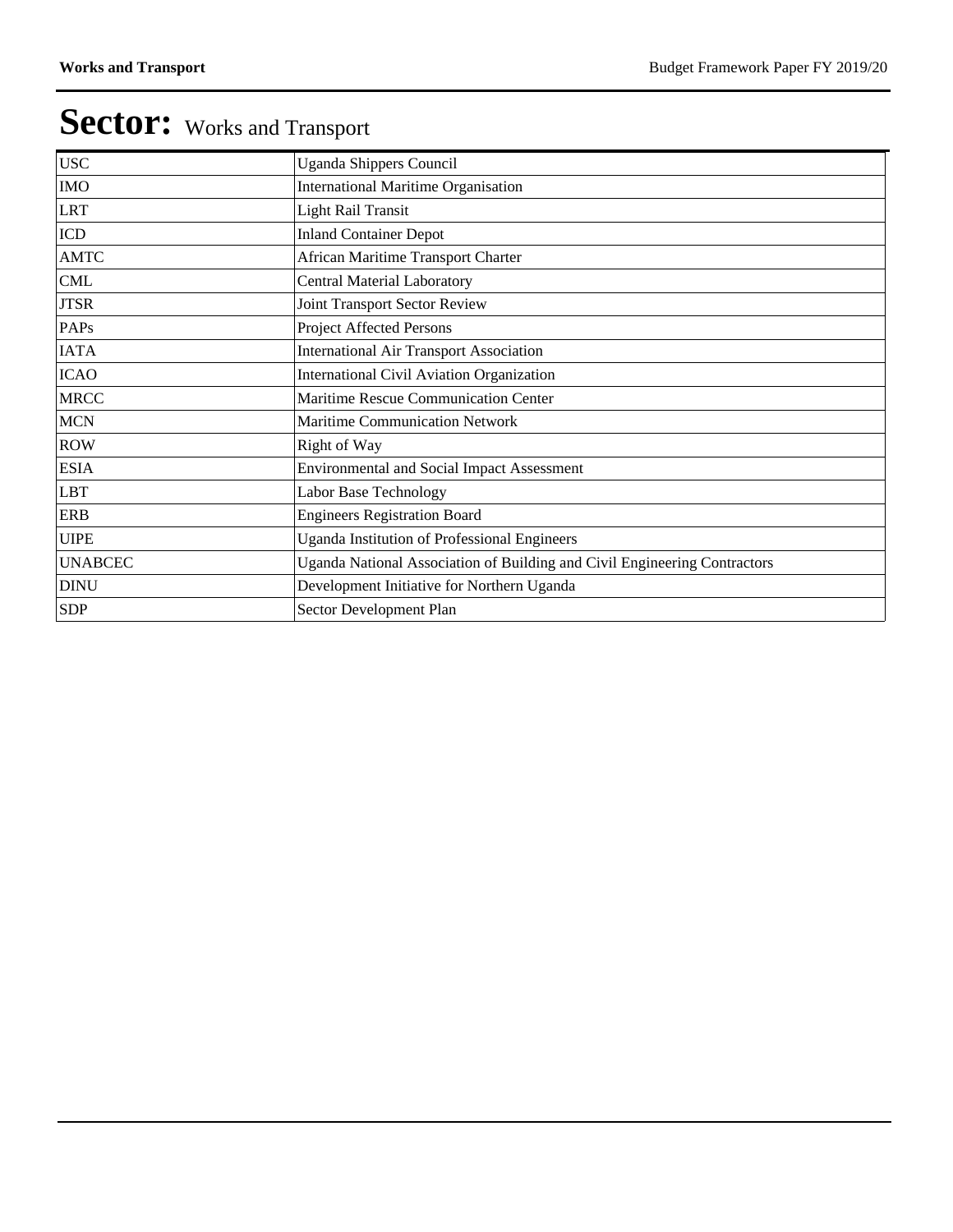# Sector: Works and Transport

| | |
|---|---|
| USC | Uganda Shippers Council |
| IMO | International Maritime Organisation |
| LRT | Light Rail Transit |
| ICD | Inland Container Depot |
| AMTC | African Maritime Transport Charter |
| CML | Central Material Laboratory |
| JTSR | Joint Transport Sector Review |
| PAPs | Project Affected Persons |
| IATA | International Air Transport Association |
| ICAO | International Civil Aviation Organization |
| MRCC | Maritime Rescue Communication Center |
| MCN | Maritime Communication Network |
| ROW | Right of Way |
| ESIA | Environmental and Social Impact Assessment |
| LBT | Labor Base Technology |
| ERB | Engineers Registration Board |
| UIPE | Uganda Institution of Professional Engineers |
| UNABCEC | Uganda National Association of Building and Civil Engineering Contractors |
| DINU | Development Initiative for Northern Uganda |
| SDP | Sector Development Plan |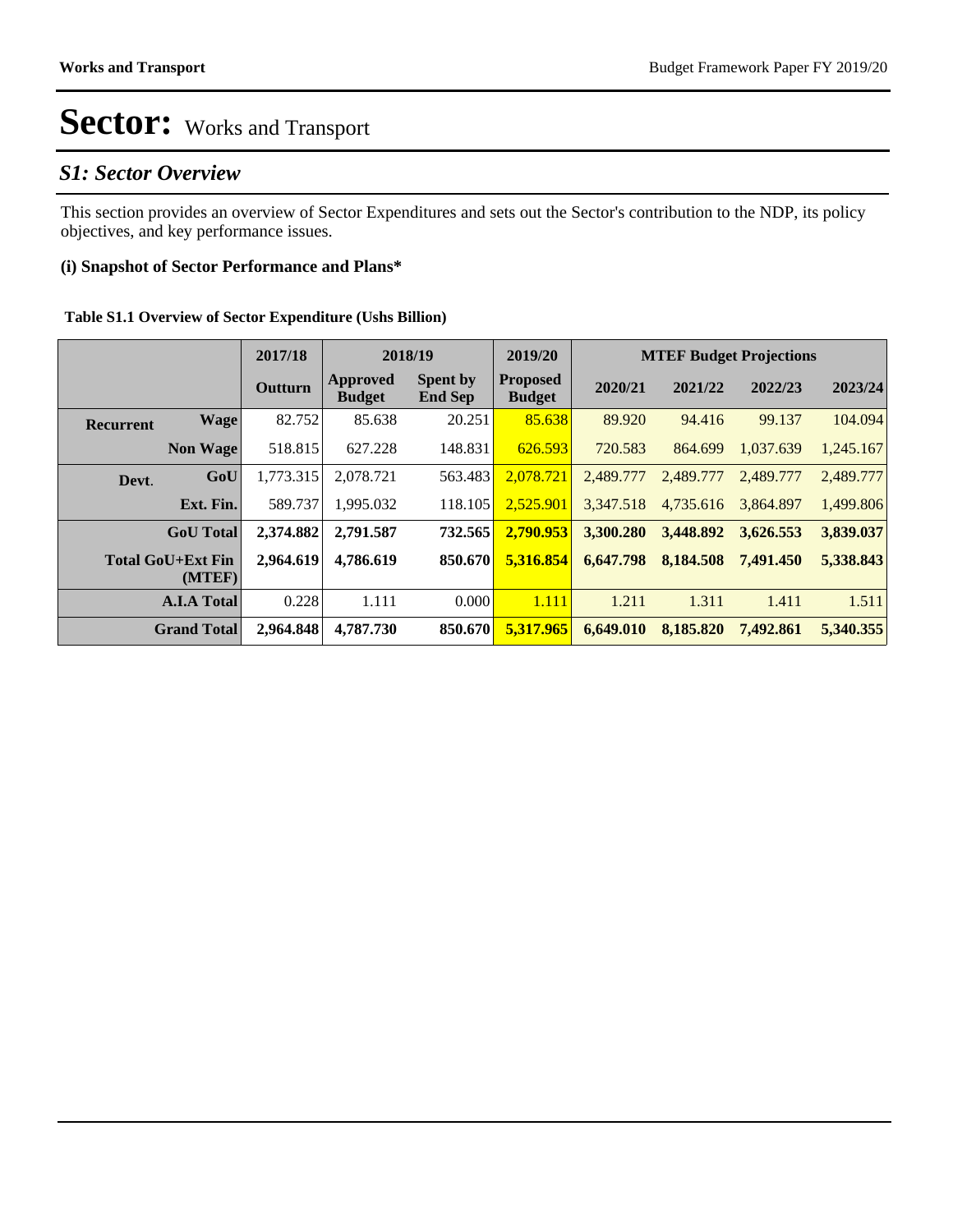# Sector: Works and Transport

## S1: Sector Overview

This section provides an overview of Sector Expenditures and sets out the Sector's contribution to the NDP, its policy objectives, and key performance issues.

### (i) Snapshot of Sector Performance and Plans*

**Table S1.1 Overview of Sector Expenditure (Ushs Billion)**

| | | 2017/18 | 2018/19 | | 2019/20 | MTEF Budget Projections | | | |
|---|---|---|---|---|---|---|---|---|---|
| | | Outturn | Approved Budget | Spent by End Sep | Proposed Budget | 2020/21 | 2021/22 | 2022/23 | 2023/24 |
| Recurrent | Wage | 82.752 | 85.638 | 20.251 | 85.638 | 89.920 | 94.416 | 99.137 | 104.094 |
| | Non Wage | 518.815 | 627.228 | 148.831 | 626.593 | 720.583 | 864.699 | 1,037.639 | 1,245.167 |
| Devt. | GoU | 1,773.315 | 2,078.721 | 563.483 | 2,078.721 | 2,489.777 | 2,489.777 | 2,489.777 | 2,489.777 |
| | Ext. Fin. | 589.737 | 1,995.032 | 118.105 | 2,525.901 | 3,347.518 | 4,735.616 | 3,864.897 | 1,499.806 |
| | **GoU Total** | **2,374.882** | **2,791.587** | **732.565** | **2,790.953** | **3,300.280** | **3,448.892** | **3,626.553** | **3,839.037** |
| | **Total GoU+Ext Fin (MTEF)** | **2,964.619** | **4,786.619** | **850.670** | **5,316.854** | **6,647.798** | **8,184.508** | **7,491.450** | **5,338.843** |
| | **A.I.A Total** | 0.228 | 1.111 | 0.000 | 1.111 | 1.211 | 1.311 | 1.411 | 1.511 |
| | **Grand Total** | **2,964.848** | **4,787.730** | **850.670** | **5,317.965** | **6,649.010** | **8,185.820** | **7,492.861** | **5,340.355** |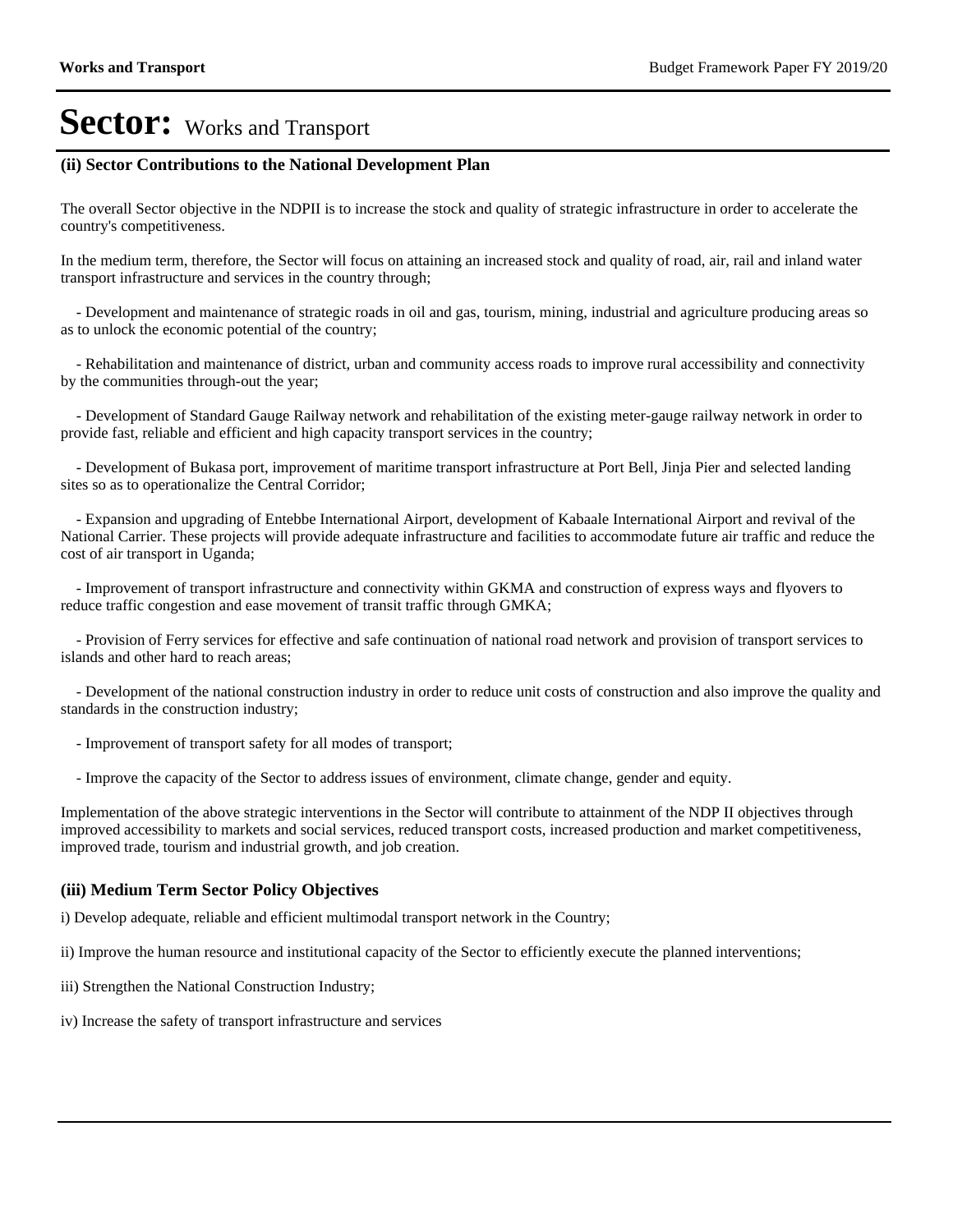# Sector: Works and Transport

### (ii) Sector Contributions to the National Development Plan

The overall Sector objective in the NDPII is to increase the stock and quality of strategic infrastructure in order to accelerate the country's competitiveness.

In the medium term, therefore, the Sector will focus on attaining an increased stock and quality of road, air, rail and inland water transport infrastructure and services in the country through;

- Development and maintenance of strategic roads in oil and gas, tourism, mining, industrial and agriculture producing areas so as to unlock the economic potential of the country;

- Rehabilitation and maintenance of district, urban and community access roads to improve rural accessibility and connectivity by the communities through-out the year;

- Development of Standard Gauge Railway network and rehabilitation of the existing meter-gauge railway network in order to provide fast, reliable and efficient and high capacity transport services in the country;

- Development of Bukasa port, improvement of maritime transport infrastructure at Port Bell, Jinja Pier and selected landing sites so as to operationalize the Central Corridor;

- Expansion and upgrading of Entebbe International Airport, development of Kabaale International Airport and revival of the National Carrier. These projects will provide adequate infrastructure and facilities to accommodate future air traffic and reduce the cost of air transport in Uganda;

- Improvement of transport infrastructure and connectivity within GKMA and construction of express ways and flyovers to reduce traffic congestion and ease movement of transit traffic through GMKA;

- Provision of Ferry services for effective and safe continuation of national road network and provision of transport services to islands and other hard to reach areas;

- Development of the national construction industry in order to reduce unit costs of construction and also improve the quality and standards in the construction industry;

- Improvement of transport safety for all modes of transport;

- Improve the capacity of the Sector to address issues of environment, climate change, gender and equity.

Implementation of the above strategic interventions in the Sector will contribute to attainment of the NDP II objectives through improved accessibility to markets and social services, reduced transport costs, increased production and market competitiveness, improved trade, tourism and industrial growth, and job creation.

### (iii) Medium Term Sector Policy Objectives

i) Develop adequate, reliable and efficient multimodal transport network in the Country;

ii) Improve the human resource and institutional capacity of the Sector to efficiently execute the planned interventions;

iii) Strengthen the National Construction Industry;

iv) Increase the safety of transport infrastructure and services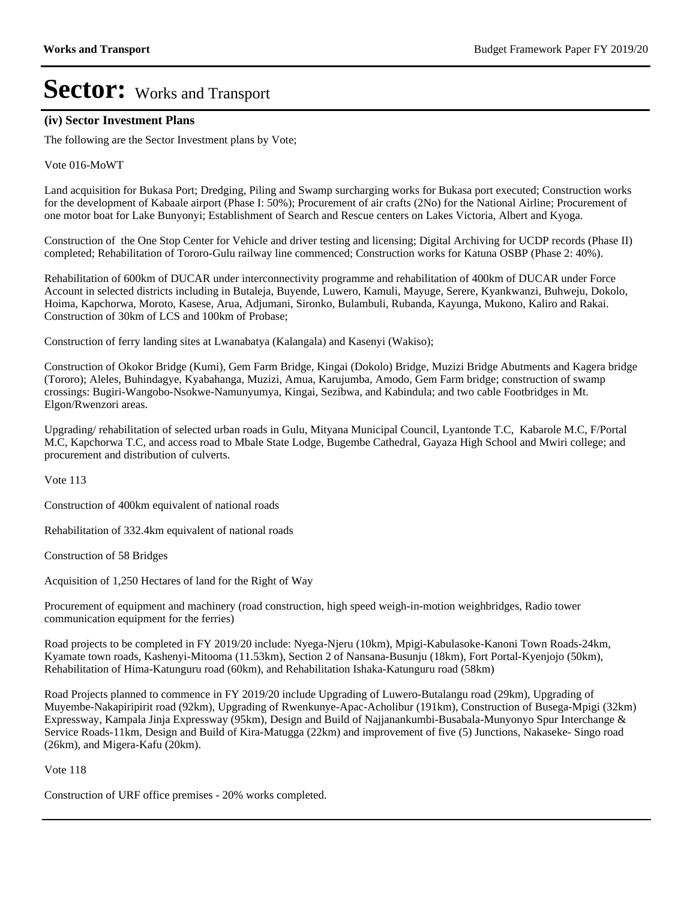# Sector: Works and Transport

### (iv) Sector Investment Plans

The following are the Sector Investment plans by Vote;

Vote 016-MoWT

Land acquisition for Bukasa Port; Dredging, Piling and Swamp surcharging works for Bukasa port executed; Construction works for the development of Kabaale airport (Phase I: 50%); Procurement of air crafts (2No) for the National Airline; Procurement of one motor boat for Lake Bunyonyi; Establishment of Search and Rescue centers on Lakes Victoria, Albert and Kyoga.

Construction of the One Stop Center for Vehicle and driver testing and licensing; Digital Archiving for UCDP records (Phase II) completed; Rehabilitation of Tororo-Gulu railway line commenced; Construction works for Katuna OSBP (Phase 2: 40%).

Rehabilitation of 600km of DUCAR under interconnectivity programme and rehabilitation of 400km of DUCAR under Force Account in selected districts including in Butaleja, Buyende, Luwero, Kamuli, Mayuge, Serere, Kyankwanzi, Buhweju, Dokolo, Hoima, Kapchorwa, Moroto, Kasese, Arua, Adjumani, Sironko, Bulambuli, Rubanda, Kayunga, Mukono, Kaliro and Rakai. Construction of 30km of LCS and 100km of Probase;

Construction of ferry landing sites at Lwanabatya (Kalangala) and Kasenyi (Wakiso);

Construction of Okokor Bridge (Kumi), Gem Farm Bridge, Kingai (Dokolo) Bridge, Muzizi Bridge Abutments and Kagera bridge (Tororo); Aleles, Buhindagye, Kyabahanga, Muzizi, Amua, Karujumba, Amodo, Gem Farm bridge; construction of swamp crossings: Bugiri-Wangobo-Nsokwe-Namunyumya, Kingai, Sezibwa, and Kabindula; and two cable Footbridges in Mt. Elgon/Rwenzori areas.

Upgrading/ rehabilitation of selected urban roads in Gulu, Mityana Municipal Council, Lyantonde T.C, Kabarole M.C, F/Portal M.C, Kapchorwa T.C, and access road to Mbale State Lodge, Bugembe Cathedral, Gayaza High School and Mwiri college; and procurement and distribution of culverts.

Vote 113

Construction of 400km equivalent of national roads

Rehabilitation of 332.4km equivalent of national roads

Construction of 58 Bridges

Acquisition of 1,250 Hectares of land for the Right of Way

Procurement of equipment and machinery (road construction, high speed weigh-in-motion weighbridges, Radio tower communication equipment for the ferries)

Road projects to be completed in FY 2019/20 include: Nyega-Njeru (10km), Mpigi-Kabulasoke-Kanoni Town Roads-24km, Kyamate town roads, Kashenyi-Mitooma (11.53km), Section 2 of Nansana-Busunju (18km), Fort Portal-Kyenjojo (50km), Rehabilitation of Hima-Katunguru road (60km), and Rehabilitation Ishaka-Katunguru road (58km)

Road Projects planned to commence in FY 2019/20 include Upgrading of Luwero-Butalangu road (29km), Upgrading of Muyembe-Nakapiripirit road (92km), Upgrading of Rwenkunye-Apac-Acholibur (191km), Construction of Busega-Mpigi (32km) Expressway, Kampala Jinja Expressway (95km), Design and Build of Najjanankumbi-Busabala-Munyonyo Spur Interchange & Service Roads-11km, Design and Build of Kira-Matugga (22km) and improvement of five (5) Junctions, Nakaseke- Singo road (26km), and Migera-Kafu (20km).

Vote 118

Construction of URF office premises - 20% works completed.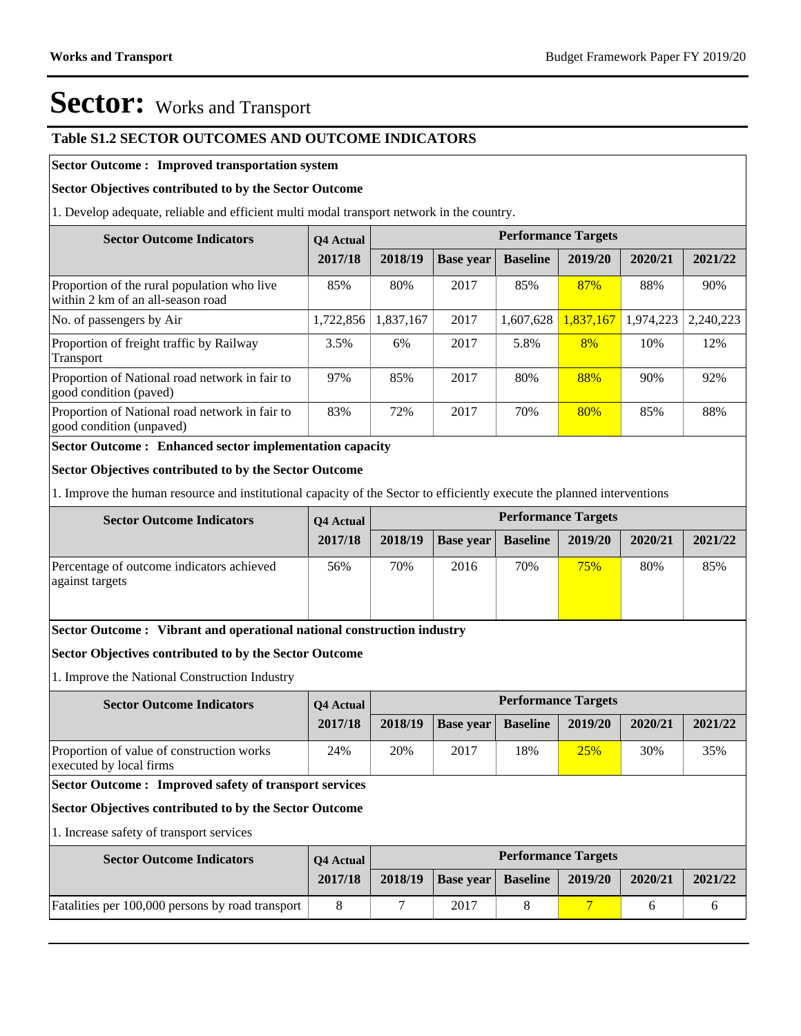# Sector: Works and Transport

## Table S1.2 SECTOR OUTCOMES AND OUTCOME INDICATORS

**Sector Outcome : Improved transportation system**

**Sector Objectives contributed to by the Sector Outcome**

1. Develop adequate, reliable and efficient multi modal transport network in the country.

| Sector Outcome Indicators | Q4 Actual | Performance Targets | | | | | |
|---|---|---|---|---|---|---|---|
| | 2017/18 | 2018/19 | Base year | Baseline | 2019/20 | 2020/21 | 2021/22 |
| Proportion of the rural population who live within 2 km of an all-season road | 85% | 80% | 2017 | 85% | 87% | 88% | 90% |
| No. of passengers by Air | 1,722,856 | 1,837,167 | 2017 | 1,607,628 | 1,837,167 | 1,974,223 | 2,240,223 |
| Proportion of freight traffic by Railway Transport | 3.5% | 6% | 2017 | 5.8% | 8% | 10% | 12% |
| Proportion of National road network in fair to good condition (paved) | 97% | 85% | 2017 | 80% | 88% | 90% | 92% |
| Proportion of National road network in fair to good condition (unpaved) | 83% | 72% | 2017 | 70% | 80% | 85% | 88% |

**Sector Outcome : Enhanced sector implementation capacity**

**Sector Objectives contributed to by the Sector Outcome**

1. Improve the human resource and institutional capacity of the Sector to efficiently execute the planned interventions

| Sector Outcome Indicators | Q4 Actual | Performance Targets | | | | | |
|---|---|---|---|---|---|---|---|
| | 2017/18 | 2018/19 | Base year | Baseline | 2019/20 | 2020/21 | 2021/22 |
| Percentage of outcome indicators achieved against targets | 56% | 70% | 2016 | 70% | 75% | 80% | 85% |

**Sector Outcome : Vibrant and operational national construction industry**

**Sector Objectives contributed to by the Sector Outcome**

1. Improve the National Construction Industry

| Sector Outcome Indicators | Q4 Actual | Performance Targets | | | | | |
|---|---|---|---|---|---|---|---|
| | 2017/18 | 2018/19 | Base year | Baseline | 2019/20 | 2020/21 | 2021/22 |
| Proportion of value of construction works executed by local firms | 24% | 20% | 2017 | 18% | 25% | 30% | 35% |

**Sector Outcome : Improved safety of transport services**

**Sector Objectives contributed to by the Sector Outcome**

1. Increase safety of transport services

| Sector Outcome Indicators | Q4 Actual | Performance Targets | | | | | |
|---|---|---|---|---|---|---|---|
| | 2017/18 | 2018/19 | Base year | Baseline | 2019/20 | 2020/21 | 2021/22 |
| Fatalities per 100,000 persons by road transport | 8 | 7 | 2017 | 8 | 7 | 6 | 6 |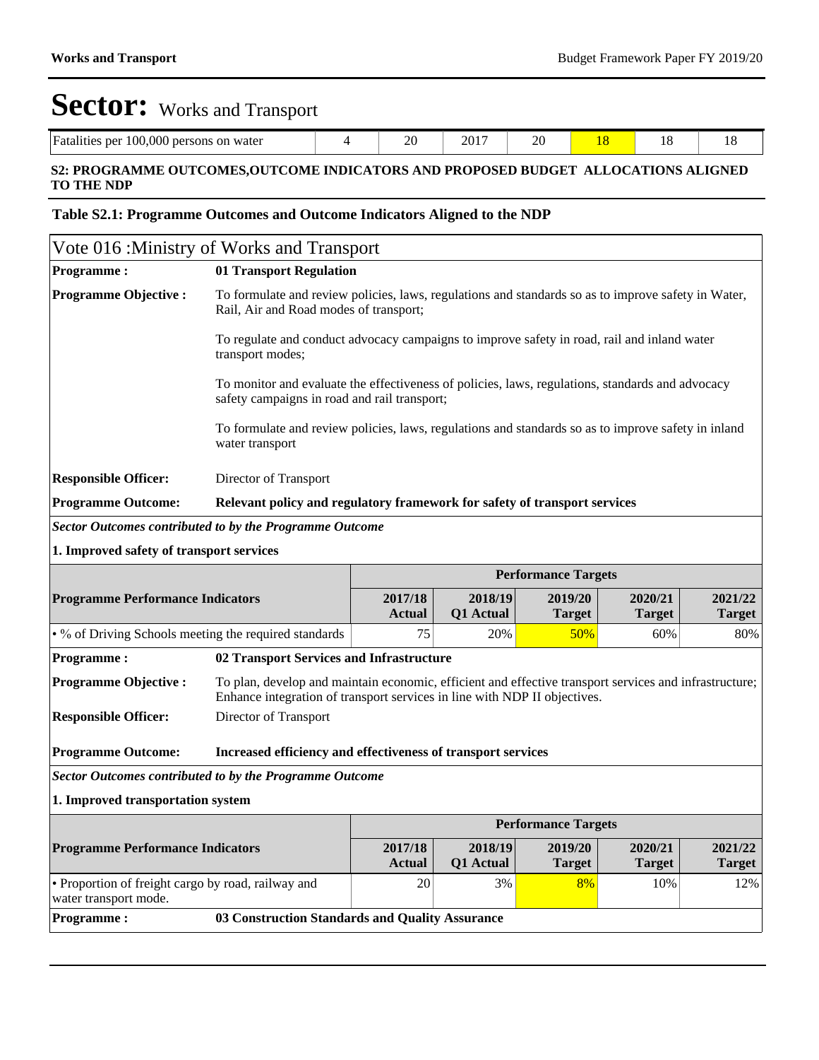# Sector: Works and Transport

| Fatalities per 100,000 persons on water | 4 | 20 | 2017 | 20 | 18 | 18 | 18 |
|---|---|---|---|---|---|---|---|

**S2: PROGRAMME OUTCOMES,OUTCOME INDICATORS AND PROPOSED BUDGET ALLOCATIONS ALIGNED TO THE NDP**

**Table S2.1: Programme Outcomes and Outcome Indicators Aligned to the NDP**

## Vote 016 :Ministry of Works and Transport

**Programme :** **01 Transport Regulation**

**Programme Objective :**

To formulate and review policies, laws, regulations and standards so as to improve safety in Water, Rail, Air and Road modes of transport;

To regulate and conduct advocacy campaigns to improve safety in road, rail and inland water transport modes;

To monitor and evaluate the effectiveness of policies, laws, regulations, standards and advocacy safety campaigns in road and rail transport;

To formulate and review policies, laws, regulations and standards so as to improve safety in inland water transport

**Responsible Officer:** Director of Transport

**Programme Outcome:** **Relevant policy and regulatory framework for safety of transport services**

***Sector Outcomes contributed to by the Programme Outcome***

**1. Improved safety of transport services**

| Programme Performance Indicators | Performance Targets | | | | |
|---|---|---|---|---|---|
| | 2017/18 Actual | 2018/19 Q1 Actual | 2019/20 Target | 2020/21 Target | 2021/22 Target |
| • % of Driving Schools meeting the required standards | 75 | 20% | 50% | 60% | 80% |

**Programme :** **02 Transport Services and Infrastructure**

**Programme Objective :** To plan, develop and maintain economic, efficient and effective transport services and infrastructure; Enhance integration of transport services in line with NDP II objectives.

**Responsible Officer:** Director of Transport

**Programme Outcome:** **Increased efficiency and effectiveness of transport services**

***Sector Outcomes contributed to by the Programme Outcome***

**1. Improved transportation system**

| Programme Performance Indicators | Performance Targets | | | | |
|---|---|---|---|---|---|
| | 2017/18 Actual | 2018/19 Q1 Actual | 2019/20 Target | 2020/21 Target | 2021/22 Target |
| • Proportion of freight cargo by road, railway and water transport mode. | 20 | 3% | 8% | 10% | 12% |

**Programme :** **03 Construction Standards and Quality Assurance**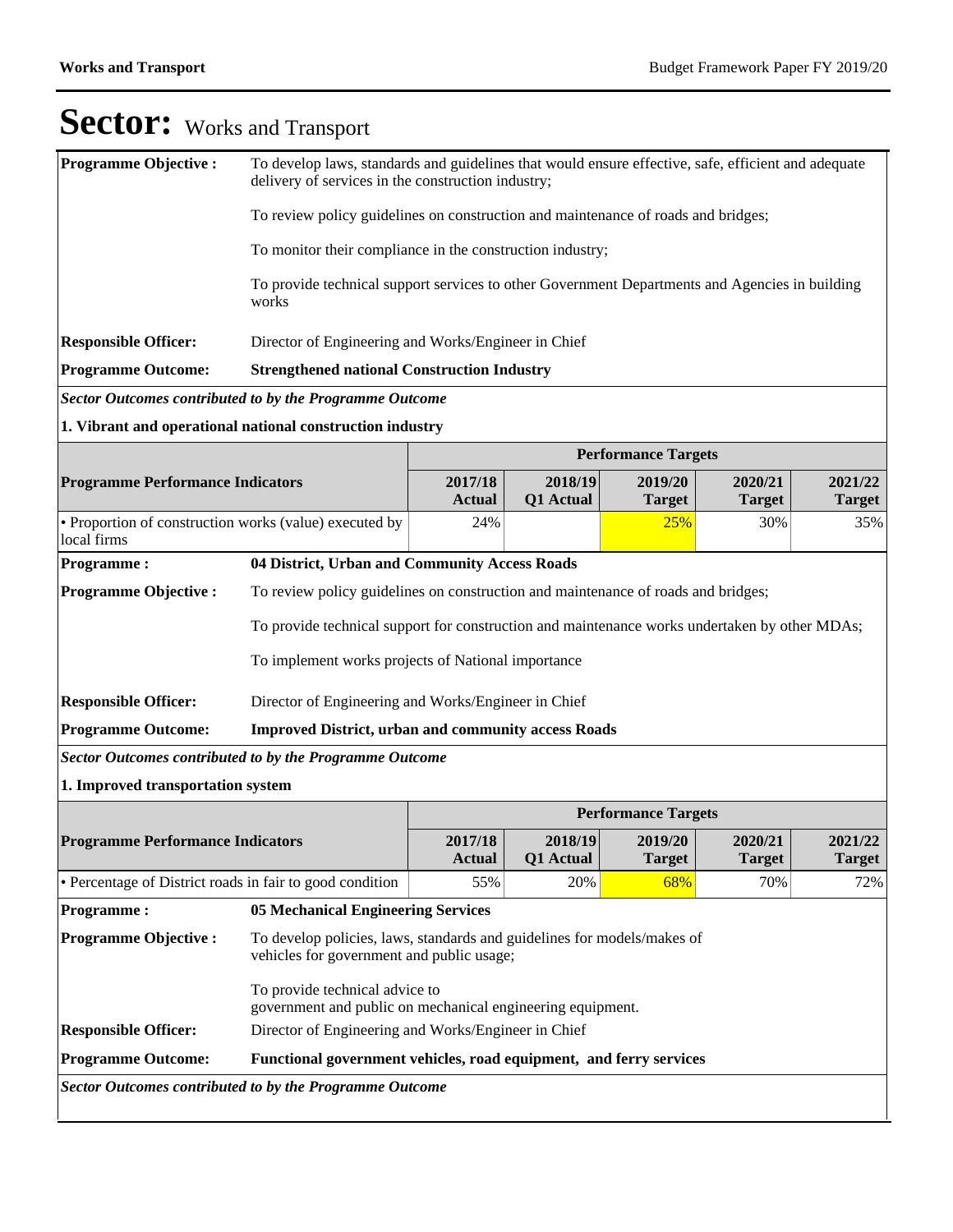# Sector: Works and Transport

| | |
|---|---|
| **Programme Objective :** | To develop laws, standards and guidelines that would ensure effective, safe, efficient and adequate delivery of services in the construction industry;<br><br>To review policy guidelines on construction and maintenance of roads and bridges;<br><br>To monitor their compliance in the construction industry;<br><br>To provide technical support services to other Government Departments and Agencies in building works |
| **Responsible Officer:** | Director of Engineering and Works/Engineer in Chief |
| **Programme Outcome:** | **Strengthened national Construction Industry** |

***Sector Outcomes contributed to by the Programme Outcome***

**1. Vibrant and operational national construction industry**

| | Performance Targets | | | | |
|---|---|---|---|---|---|
| **Programme Performance Indicators** | **2017/18 Actual** | **2018/19 Q1 Actual** | **2019/20 Target** | **2020/21 Target** | **2021/22 Target** |
| • Proportion of construction works (value) executed by local firms | 24% | | 25% | 30% | 35% |

| | |
|---|---|
| **Programme :** | **04 District, Urban and Community Access Roads** |
| **Programme Objective :** | To review policy guidelines on construction and maintenance of roads and bridges;<br><br>To provide technical support for construction and maintenance works undertaken by other MDAs;<br><br>To implement works projects of National importance |
| **Responsible Officer:** | Director of Engineering and Works/Engineer in Chief |
| **Programme Outcome:** | **Improved District, urban and community access Roads** |

***Sector Outcomes contributed to by the Programme Outcome***

**1. Improved transportation system**

| | Performance Targets | | | | |
|---|---|---|---|---|---|
| **Programme Performance Indicators** | **2017/18 Actual** | **2018/19 Q1 Actual** | **2019/20 Target** | **2020/21 Target** | **2021/22 Target** |
| • Percentage of District roads in fair to good condition | 55% | 20% | 68% | 70% | 72% |

| | |
|---|---|
| **Programme :** | **05 Mechanical Engineering Services** |
| **Programme Objective :** | To develop policies, laws, standards and guidelines for models/makes of vehicles for government and public usage;<br><br>To provide technical advice to government and public on mechanical engineering equipment. |
| **Responsible Officer:** | Director of Engineering and Works/Engineer in Chief |
| **Programme Outcome:** | **Functional government vehicles, road equipment, and ferry services** |

***Sector Outcomes contributed to by the Programme Outcome***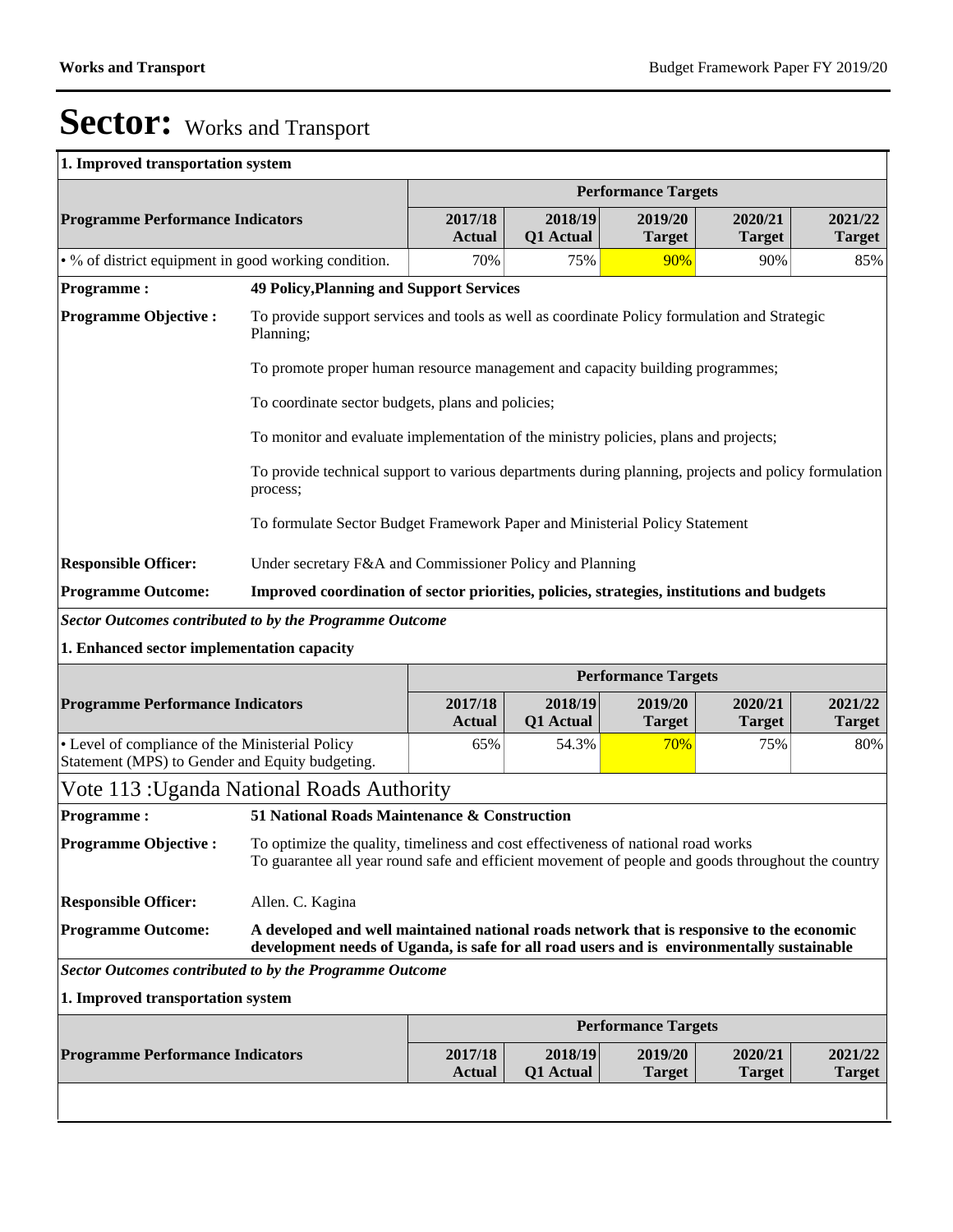# Sector: Works and Transport

**1. Improved transportation system**

| Programme Performance Indicators | Performance Targets | | | | |
|---|---|---|---|---|---|
| | 2017/18 Actual | 2018/19 Q1 Actual | 2019/20 Target | 2020/21 Target | 2021/22 Target |
| • % of district equipment in good working condition. | 70% | 75% | 90% | 90% | 85% |

**Programme :** **49 Policy,Planning and Support Services**

**Programme Objective :**

To provide support services and tools as well as coordinate Policy formulation and Strategic Planning;

To promote proper human resource management and capacity building programmes;

To coordinate sector budgets, plans and policies;

To monitor and evaluate implementation of the ministry policies, plans and projects;

To provide technical support to various departments during planning, projects and policy formulation process;

To formulate Sector Budget Framework Paper and Ministerial Policy Statement

**Responsible Officer:** Under secretary F&A and Commissioner Policy and Planning

**Programme Outcome:** **Improved coordination of sector priorities, policies, strategies, institutions and budgets**

***Sector Outcomes contributed to by the Programme Outcome***

**1. Enhanced sector implementation capacity**

| Programme Performance Indicators | Performance Targets | | | | |
|---|---|---|---|---|---|
| | 2017/18 Actual | 2018/19 Q1 Actual | 2019/20 Target | 2020/21 Target | 2021/22 Target |
| • Level of compliance of the Ministerial Policy Statement (MPS) to Gender and Equity budgeting. | 65% | 54.3% | 70% | 75% | 80% |

## Vote 113 :Uganda National Roads Authority

**Programme :** **51 National Roads Maintenance & Construction**

**Programme Objective :**

To optimize the quality, timeliness and cost effectiveness of national road works
To guarantee all year round safe and efficient movement of people and goods throughout the country

**Responsible Officer:** Allen. C. Kagina

**Programme Outcome:** **A developed and well maintained national roads network that is responsive to the economic development needs of Uganda, is safe for all road users and is environmentally sustainable**

***Sector Outcomes contributed to by the Programme Outcome***

**1. Improved transportation system**

| Programme Performance Indicators | Performance Targets | | | | |
|---|---|---|---|---|---|
| | 2017/18 Actual | 2018/19 Q1 Actual | 2019/20 Target | 2020/21 Target | 2021/22 Target |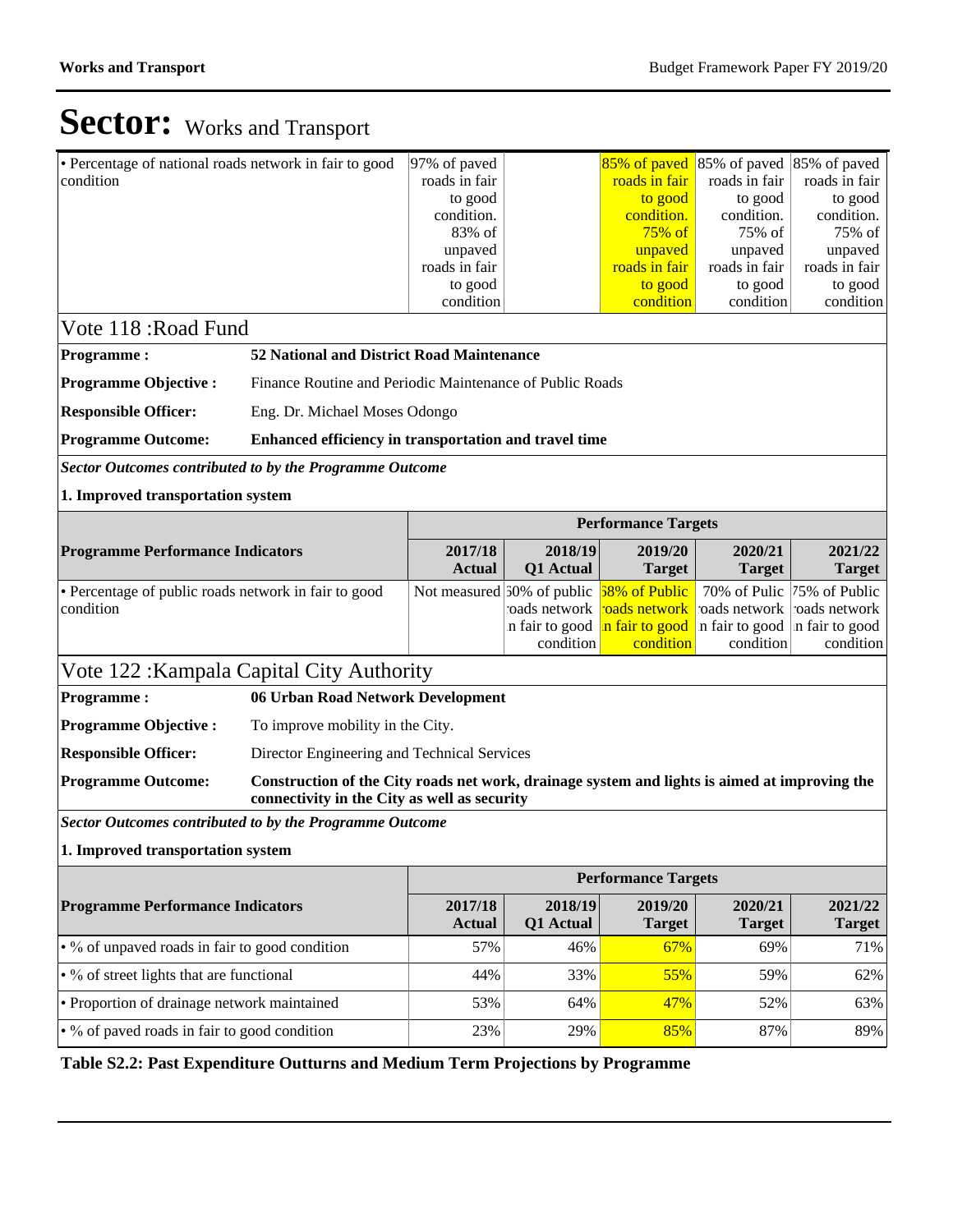# Sector: Works and Transport

| | | | | | |
|---|---|---|---|---|---|
| • Percentage of national roads network in fair to good condition | 97% of paved roads in fair to good condition. 83% of unpaved roads in fair to good condition | | 85% of paved roads in fair to good condition. 75% of unpaved roads in fair to good condition | 85% of paved roads in fair to good condition. 75% of unpaved roads in fair to good condition | 85% of paved roads in fair to good condition. 75% of unpaved roads in fair to good condition |

## Vote 118 :Road Fund

**Programme :** **52 National and District Road Maintenance**

**Programme Objective :** Finance Routine and Periodic Maintenance of Public Roads

**Responsible Officer:** Eng. Dr. Michael Moses Odongo

**Programme Outcome:** **Enhanced efficiency in transportation and travel time**

***Sector Outcomes contributed to by the Programme Outcome***

**1. Improved transportation system**

| | Performance Targets | | | | |
|---|---|---|---|---|---|
| **Programme Performance Indicators** | **2017/18 Actual** | **2018/19 Q1 Actual** | **2019/20 Target** | **2020/21 Target** | **2021/22 Target** |
| • Percentage of public roads network in fair to good condition | Not measured | 60% of public roads network in fair to good condition | 68% of Public roads network in fair to good condition | 70% of Pulic roads network in fair to good condition | 75% of Public roads network in fair to good condition |

## Vote 122 :Kampala Capital City Authority

**Programme :** **06 Urban Road Network Development**

**Programme Objective :** To improve mobility in the City.

**Responsible Officer:** Director Engineering and Technical Services

**Programme Outcome:** **Construction of the City roads net work, drainage system and lights is aimed at improving the connectivity in the City as well as security**

***Sector Outcomes contributed to by the Programme Outcome***

**1. Improved transportation system**

| | Performance Targets | | | | |
|---|---|---|---|---|---|
| **Programme Performance Indicators** | **2017/18 Actual** | **2018/19 Q1 Actual** | **2019/20 Target** | **2020/21 Target** | **2021/22 Target** |
| • % of unpaved roads in fair to good condition | 57% | 46% | 67% | 69% | 71% |
| • % of street lights that are functional | 44% | 33% | 55% | 59% | 62% |
| • Proportion of drainage network maintained | 53% | 64% | 47% | 52% | 63% |
| • % of paved roads in fair to good condition | 23% | 29% | 85% | 87% | 89% |

**Table S2.2: Past Expenditure Outturns and Medium Term Projections by Programme**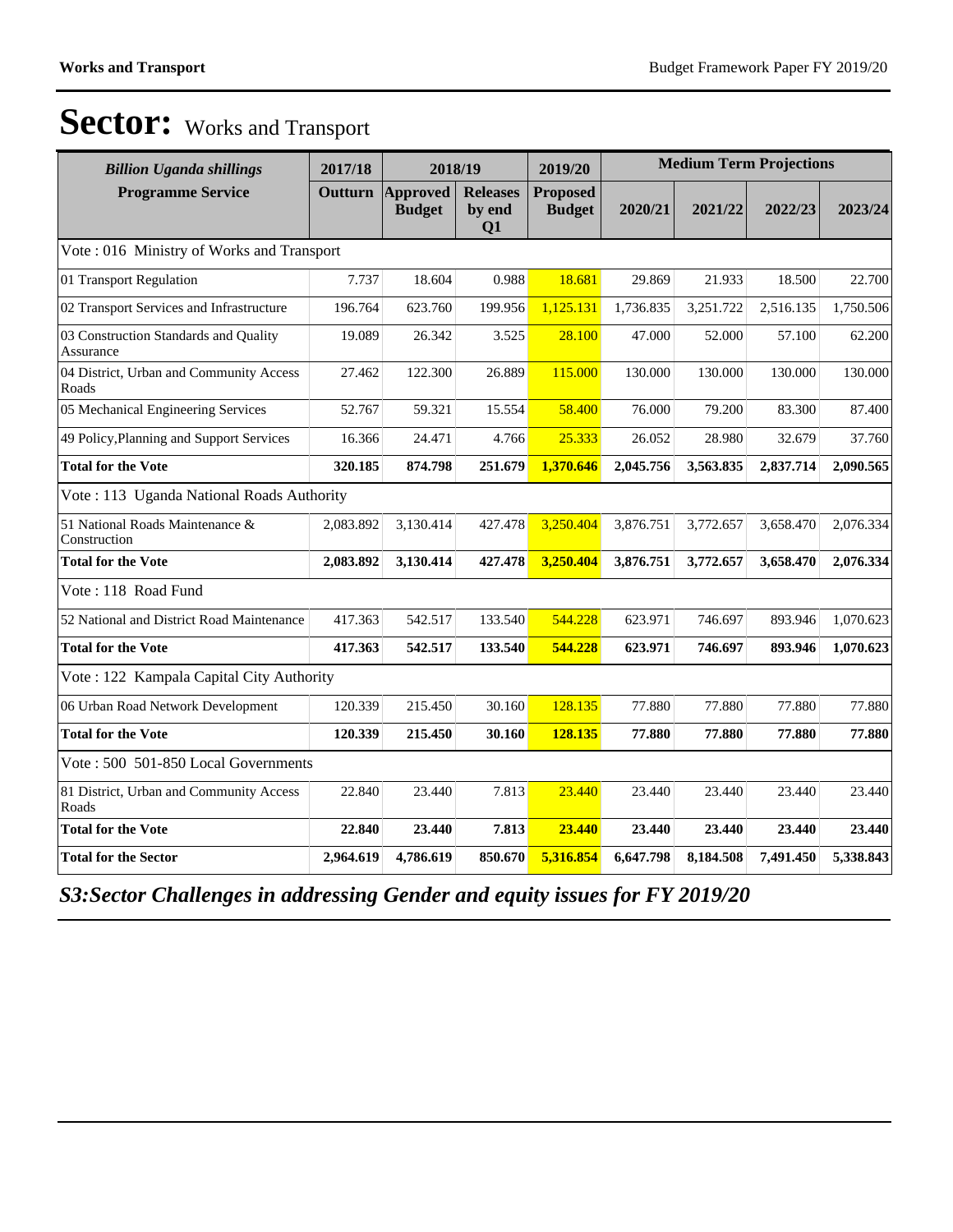# Sector: Works and Transport

| *Billion Uganda shillings* | 2017/18 | 2018/19 | | 2019/20 | Medium Term Projections | | | |
|---|---|---|---|---|---|---|---|---|
| **Programme Service** | **Outturn** | **Approved Budget** | **Releases by end Q1** | **Proposed Budget** | **2020/21** | **2021/22** | **2022/23** | **2023/24** |
| Vote : 016 Ministry of Works and Transport | | | | | | | | |
| 01 Transport Regulation | 7.737 | 18.604 | 0.988 | 18.681 | 29.869 | 21.933 | 18.500 | 22.700 |
| 02 Transport Services and Infrastructure | 196.764 | 623.760 | 199.956 | 1,125.131 | 1,736.835 | 3,251.722 | 2,516.135 | 1,750.506 |
| 03 Construction Standards and Quality Assurance | 19.089 | 26.342 | 3.525 | 28.100 | 47.000 | 52.000 | 57.100 | 62.200 |
| 04 District, Urban and Community Access Roads | 27.462 | 122.300 | 26.889 | 115.000 | 130.000 | 130.000 | 130.000 | 130.000 |
| 05 Mechanical Engineering Services | 52.767 | 59.321 | 15.554 | 58.400 | 76.000 | 79.200 | 83.300 | 87.400 |
| 49 Policy,Planning and Support Services | 16.366 | 24.471 | 4.766 | 25.333 | 26.052 | 28.980 | 32.679 | 37.760 |
| **Total for the Vote** | **320.185** | **874.798** | **251.679** | **1,370.646** | **2,045.756** | **3,563.835** | **2,837.714** | **2,090.565** |
| Vote : 113 Uganda National Roads Authority | | | | | | | | |
| 51 National Roads Maintenance & Construction | 2,083.892 | 3,130.414 | 427.478 | 3,250.404 | 3,876.751 | 3,772.657 | 3,658.470 | 2,076.334 |
| **Total for the Vote** | **2,083.892** | **3,130.414** | **427.478** | **3,250.404** | **3,876.751** | **3,772.657** | **3,658.470** | **2,076.334** |
| Vote : 118 Road Fund | | | | | | | | |
| 52 National and District Road Maintenance | 417.363 | 542.517 | 133.540 | 544.228 | 623.971 | 746.697 | 893.946 | 1,070.623 |
| **Total for the Vote** | **417.363** | **542.517** | **133.540** | **544.228** | **623.971** | **746.697** | **893.946** | **1,070.623** |
| Vote : 122 Kampala Capital City Authority | | | | | | | | |
| 06 Urban Road Network Development | 120.339 | 215.450 | 30.160 | 128.135 | 77.880 | 77.880 | 77.880 | 77.880 |
| **Total for the Vote** | **120.339** | **215.450** | **30.160** | **128.135** | **77.880** | **77.880** | **77.880** | **77.880** |
| Vote : 500 501-850 Local Governments | | | | | | | | |
| 81 District, Urban and Community Access Roads | 22.840 | 23.440 | 7.813 | 23.440 | 23.440 | 23.440 | 23.440 | 23.440 |
| **Total for the Vote** | **22.840** | **23.440** | **7.813** | **23.440** | **23.440** | **23.440** | **23.440** | **23.440** |
| **Total for the Sector** | **2,964.619** | **4,786.619** | **850.670** | **5,316.854** | **6,647.798** | **8,184.508** | **7,491.450** | **5,338.843** |

## *S3:Sector Challenges in addressing Gender and equity issues for FY 2019/20*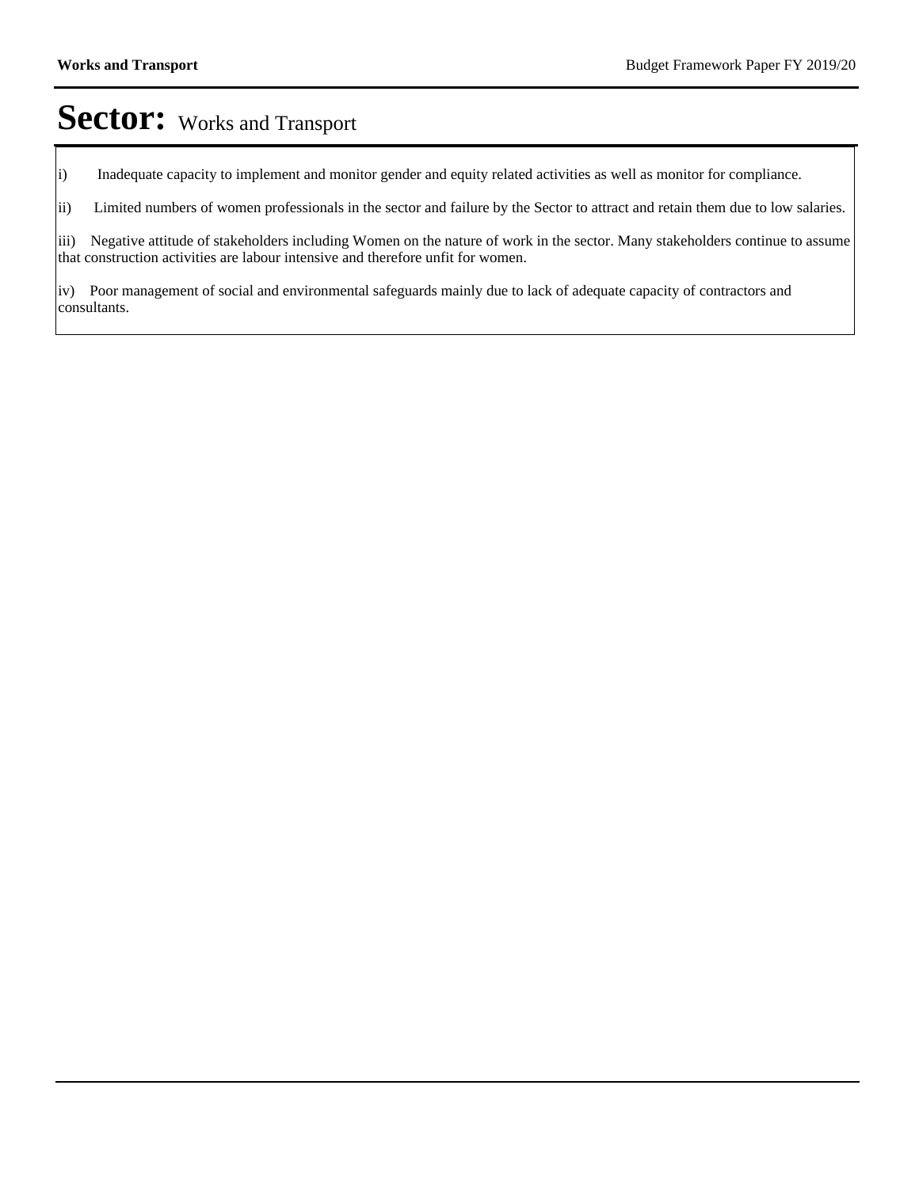# Sector: Works and Transport

i) Inadequate capacity to implement and monitor gender and equity related activities as well as monitor for compliance.

ii) Limited numbers of women professionals in the sector and failure by the Sector to attract and retain them due to low salaries.

iii) Negative attitude of stakeholders including Women on the nature of work in the sector. Many stakeholders continue to assume that construction activities are labour intensive and therefore unfit for women.

iv) Poor management of social and environmental safeguards mainly due to lack of adequate capacity of contractors and consultants.